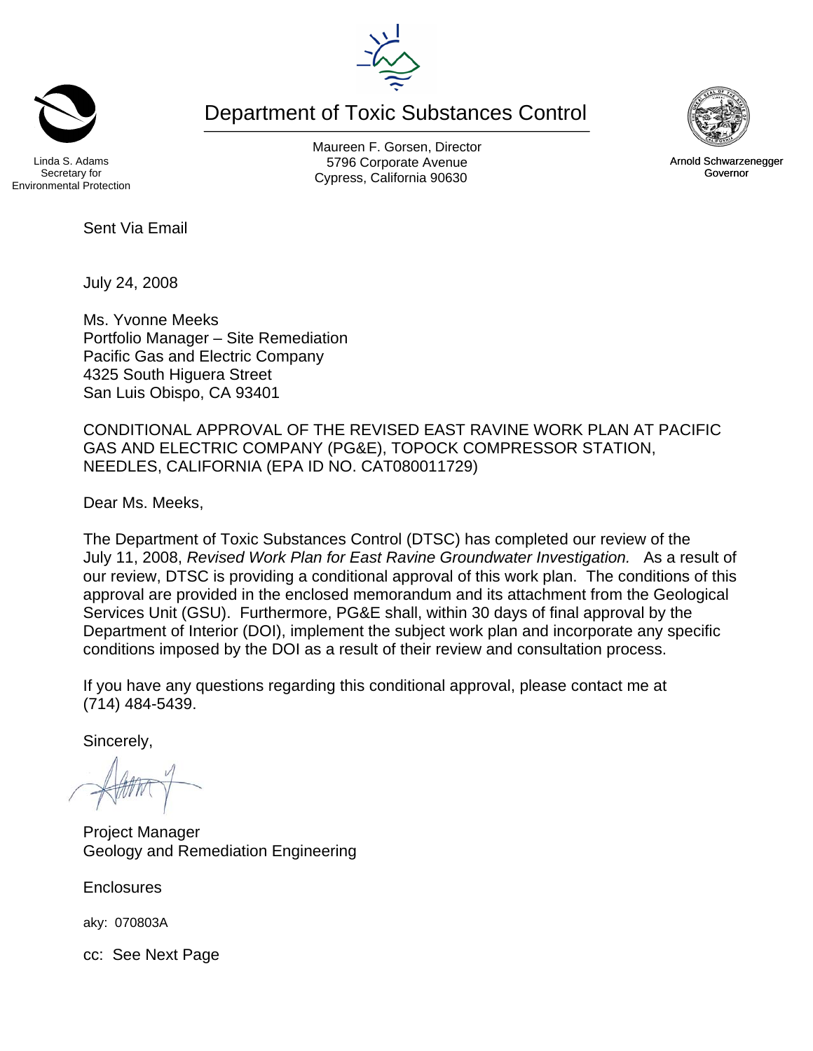Linda S. Adams
Secretary for
Environmental Protection

# Department of Toxic Substances Control

Maureen F. Gorsen, Director
5796 Corporate Avenue
Cypress, California 90630

Arnold Schwarzenegger
Governor

Sent Via Email

July 24, 2008

Ms. Yvonne Meeks
Portfolio Manager – Site Remediation
Pacific Gas and Electric Company
4325 South Higuera Street
San Luis Obispo, CA 93401

CONDITIONAL APPROVAL OF THE REVISED EAST RAVINE WORK PLAN AT PACIFIC GAS AND ELECTRIC COMPANY (PG&E), TOPOCK COMPRESSOR STATION, NEEDLES, CALIFORNIA (EPA ID NO. CAT080011729)

Dear Ms. Meeks,

The Department of Toxic Substances Control (DTSC) has completed our review of the July 11, 2008, *Revised Work Plan for East Ravine Groundwater Investigation.* As a result of our review, DTSC is providing a conditional approval of this work plan. The conditions of this approval are provided in the enclosed memorandum and its attachment from the Geological Services Unit (GSU). Furthermore, PG&E shall, within 30 days of final approval by the Department of Interior (DOI), implement the subject work plan and incorporate any specific conditions imposed by the DOI as a result of their review and consultation process.

If you have any questions regarding this conditional approval, please contact me at (714) 484-5439.

Sincerely,

Project Manager
Geology and Remediation Engineering

Enclosures

aky: 070803A

cc: See Next Page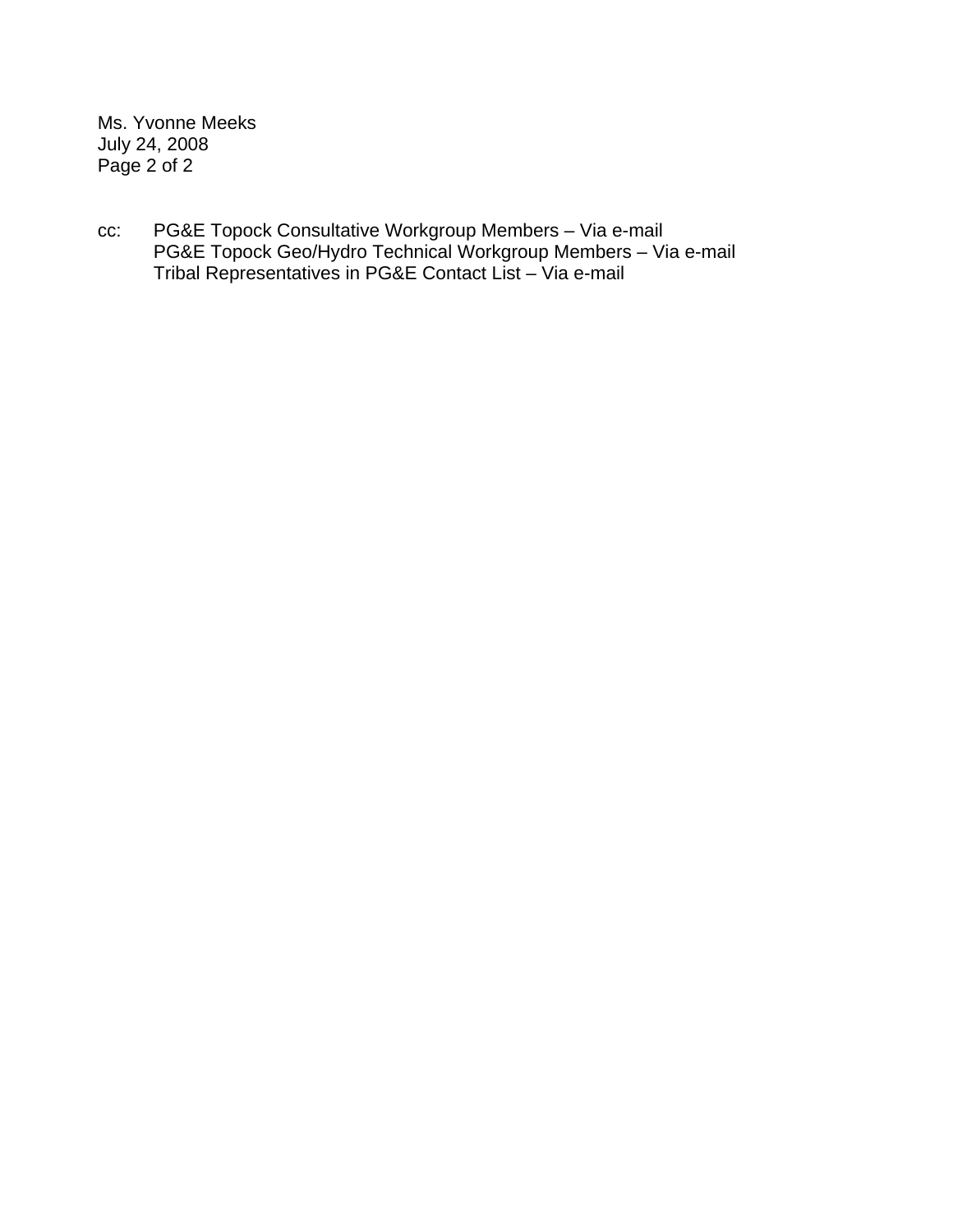cc: PG&E Topock Consultative Workgroup Members – Via e-mail
PG&E Topock Geo/Hydro Technical Workgroup Members – Via e-mail
Tribal Representatives in PG&E Contact List – Via e-mail